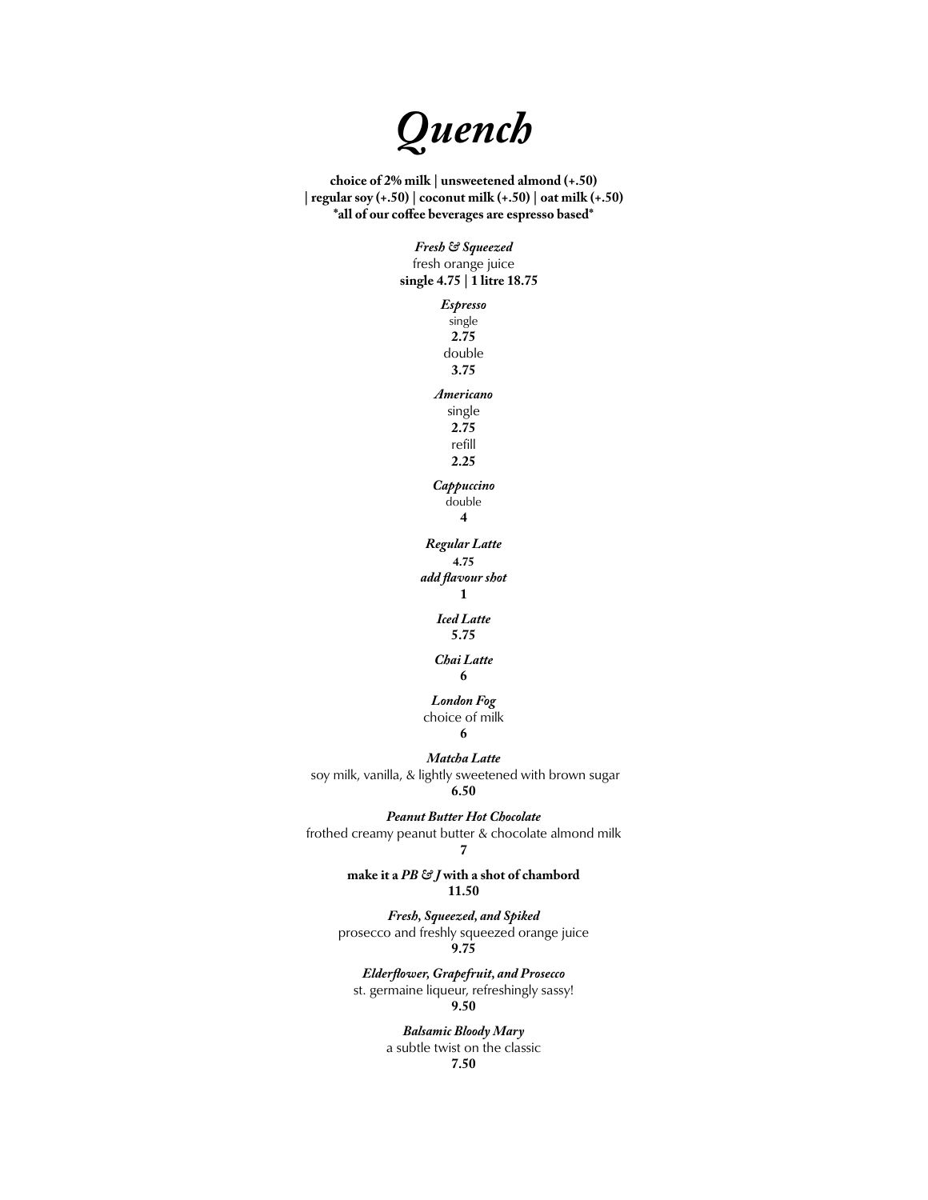# *Quench*

**choice of 2% milk | unsweetened almond (+.50) | regular soy (+.50) | coconut milk (+.50) | oat milk (+.50)**
***all of our coffee beverages are espresso based***

***Fresh & Squeezed***
fresh orange juice
**single 4.75 | 1 litre 18.75**

***Espresso***
single
**2.75**
double
**3.75**

***Americano***
single
**2.75**
refill
**2.25**

***Cappuccino***
double
**4**

***Regular Latte***
**4.75**
***add flavour shot***
**1**

***Iced Latte***
**5.75**

***Chai Latte***
**6**

***London Fog***
choice of milk
**6**

***Matcha Latte***
soy milk, vanilla, & lightly sweetened with brown sugar
**6.50**

***Peanut Butter Hot Chocolate***
frothed creamy peanut butter & chocolate almond milk
**7**

**make it a *PB & J* with a shot of chambord**
**11.50**

***Fresh, Squeezed, and Spiked***
prosecco and freshly squeezed orange juice
**9.75**

***Elderflower, Grapefruit, and Prosecco***
st. germaine liqueur, refreshingly sassy!
**9.50**

***Balsamic Bloody Mary***
a subtle twist on the classic
**7.50**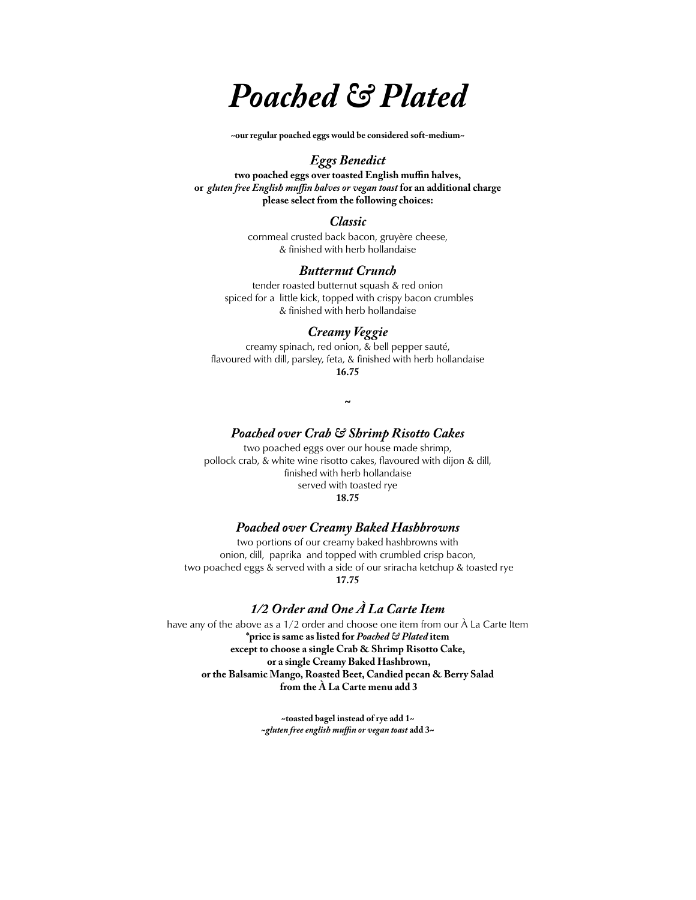# *Poached & Plated*

**~our regular poached eggs would be considered soft-medium~**

### *Eggs Benedict*

**two poached eggs over toasted English muffin halves,**
**or *gluten free English muffin halves or vegan toast* for an additional charge**
**please select from the following choices:**

#### *Classic*

cornmeal crusted back bacon, gruyère cheese,
& finished with herb hollandaise

#### *Butternut Crunch*

tender roasted butternut squash & red onion
spiced for a little kick, topped with crispy bacon crumbles
& finished with herb hollandaise

#### *Creamy Veggie*

creamy spinach, red onion, & bell pepper sauté,
flavoured with dill, parsley, feta, & finished with herb hollandaise
**16.75**

~

### *Poached over Crab & Shrimp Risotto Cakes*

two poached eggs over our house made shrimp,
pollock crab, & white wine risotto cakes, flavoured with dijon & dill,
finished with herb hollandaise
served with toasted rye
**18.75**

### *Poached over Creamy Baked Hashbrowns*

two portions of our creamy baked hashbrowns with
onion, dill, paprika and topped with crumbled crisp bacon,
two poached eggs & served with a side of our sriracha ketchup & toasted rye
**17.75**

### *1/2 Order and One À La Carte Item*

have any of the above as a 1/2 order and choose one item from our À La Carte Item
**\*price is same as listed for *Poached & Plated* item**
**except to choose a single Crab & Shrimp Risotto Cake,**
**or a single Creamy Baked Hashbrown,**
**or the Balsamic Mango, Roasted Beet, Candied pecan & Berry Salad**
**from the À La Carte menu add 3**

**~toasted bagel instead of rye add 1~**
***~gluten free english muffin or vegan toast* add 3~**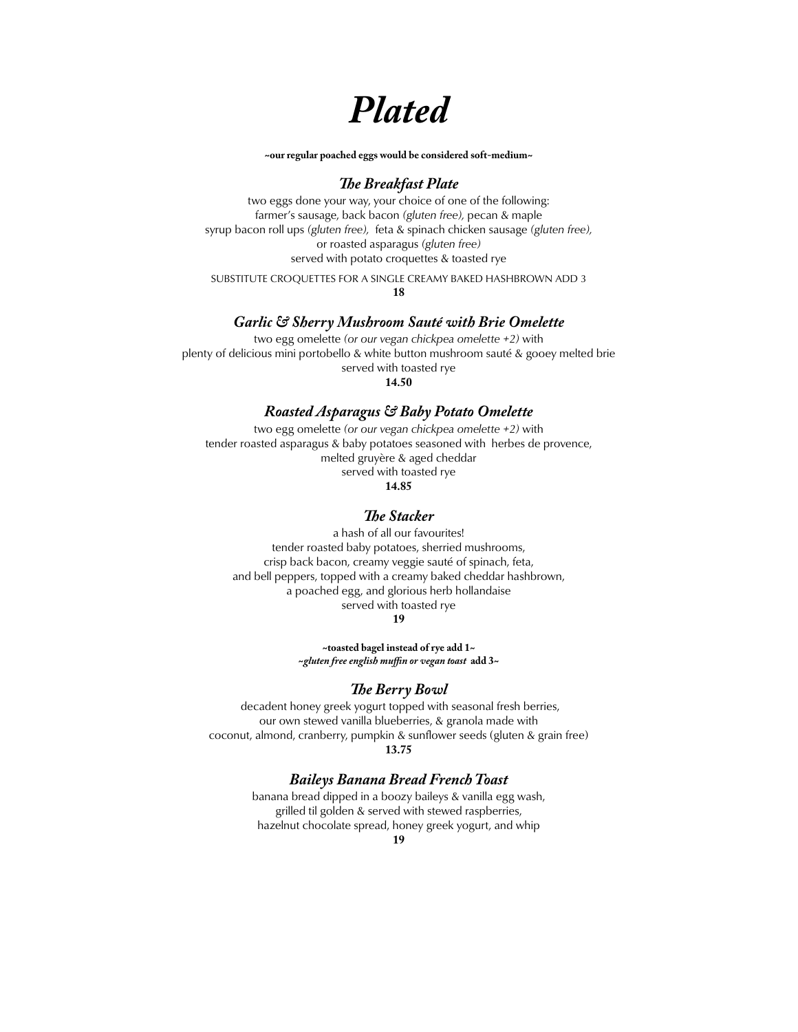# *Plated*

**~our regular poached eggs would be considered soft-medium~**

### *The Breakfast Plate*

two eggs done your way, your choice of one of the following:
farmer's sausage, back bacon *(gluten free),* pecan & maple
syrup bacon roll ups *(gluten free),* feta & spinach chicken sausage *(gluten free),*
or roasted asparagus *(gluten free)*
served with potato croquettes & toasted rye

SUBSTITUTE CROQUETTES FOR A SINGLE CREAMY BAKED HASHBROWN ADD 3

**18**

### *Garlic & Sherry Mushroom Sauté with Brie Omelette*

two egg omelette *(or our vegan chickpea omelette +2)* with
plenty of delicious mini portobello & white button mushroom sauté & gooey melted brie
served with toasted rye

**14.50**

### *Roasted Asparagus & Baby Potato Omelette*

two egg omelette *(or our vegan chickpea omelette +2)* with
tender roasted asparagus & baby potatoes seasoned with herbes de provence,
melted gruyère & aged cheddar
served with toasted rye

**14.85**

### *The Stacker*

a hash of all our favourites!
tender roasted baby potatoes, sherried mushrooms,
crisp back bacon, creamy veggie sauté of spinach, feta,
and bell peppers, topped with a creamy baked cheddar hashbrown,
a poached egg, and glorious herb hollandaise
served with toasted rye

**19**

**~toasted bagel instead of rye add 1~**
***~gluten free english muffin or vegan toast*** **add 3~**

### *The Berry Bowl*

decadent honey greek yogurt topped with seasonal fresh berries,
our own stewed vanilla blueberries, & granola made with
coconut, almond, cranberry, pumpkin & sunflower seeds (gluten & grain free)

**13.75**

### *Baileys Banana Bread French Toast*

banana bread dipped in a boozy baileys & vanilla egg wash,
grilled til golden & served with stewed raspberries,
hazelnut chocolate spread, honey greek yogurt, and whip

**19**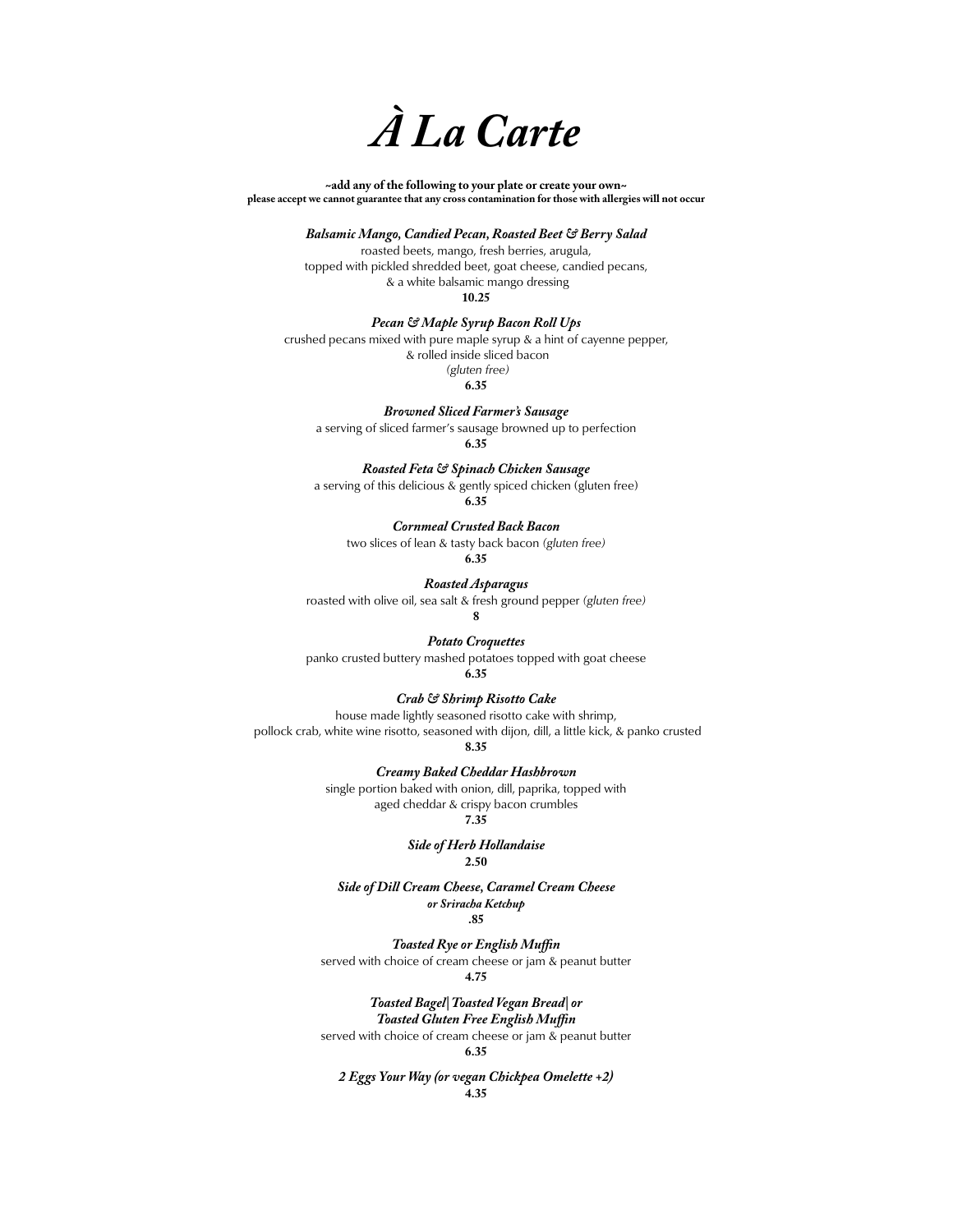# *À La Carte*

**~add any of the following to your plate or create your own~**
**please accept we cannot guarantee that any cross contamination for those with allergies will not occur**

***Balsamic Mango, Candied Pecan, Roasted Beet & Berry Salad***
roasted beets, mango, fresh berries, arugula,
topped with pickled shredded beet, goat cheese, candied pecans,
& a white balsamic mango dressing
**10.25**

***Pecan & Maple Syrup Bacon Roll Ups***
crushed pecans mixed with pure maple syrup & a hint of cayenne pepper,
& rolled inside sliced bacon
*(gluten free)*
**6.35**

***Browned Sliced Farmer's Sausage***
a serving of sliced farmer's sausage browned up to perfection
**6.35**

***Roasted Feta & Spinach Chicken Sausage***
a serving of this delicious & gently spiced chicken (gluten free)
**6.35**

***Cornmeal Crusted Back Bacon***
two slices of lean & tasty back bacon *(gluten free)*
**6.35**

***Roasted Asparagus***
roasted with olive oil, sea salt & fresh ground pepper *(gluten free)*
**8**

***Potato Croquettes***
panko crusted buttery mashed potatoes topped with goat cheese
**6.35**

***Crab & Shrimp Risotto Cake***
house made lightly seasoned risotto cake with shrimp,
pollock crab, white wine risotto, seasoned with dijon, dill, a little kick, & panko crusted
**8.35**

***Creamy Baked Cheddar Hashbrown***
single portion baked with onion, dill, paprika, topped with
aged cheddar & crispy bacon crumbles
**7.35**

***Side of Herb Hollandaise***
**2.50**

***Side of Dill Cream Cheese, Caramel Cream Cheese***
***or Sriracha Ketchup***
**.85**

***Toasted Rye or English Muffin***
served with choice of cream cheese or jam & peanut butter
**4.75**

***Toasted Bagel| Toasted Vegan Bread| or***
***Toasted Gluten Free English Muffin***
served with choice of cream cheese or jam & peanut butter
**6.35**

***2 Eggs Your Way (or vegan Chickpea Omelette +2)***
**4.35**